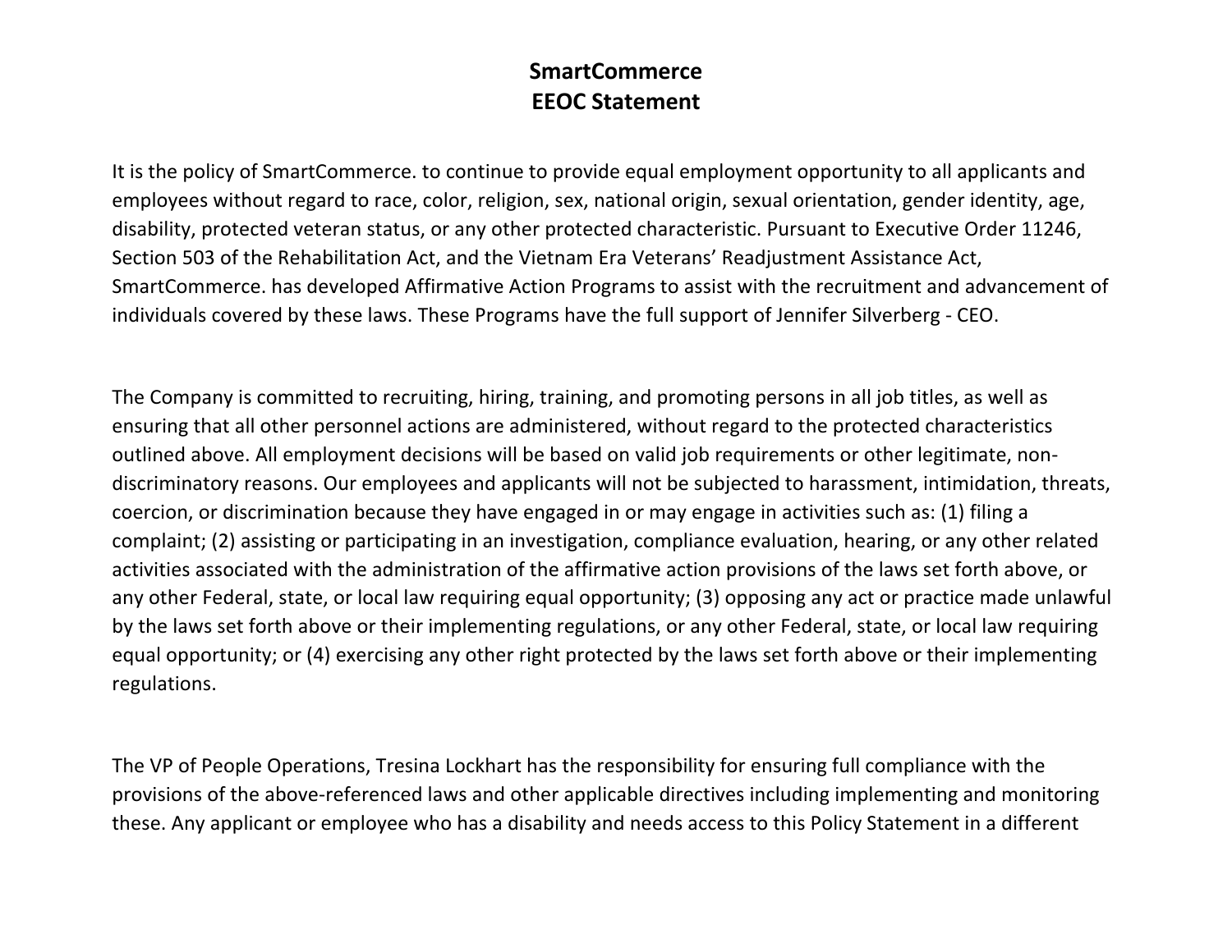# SmartCommerce
# EEOC Statement

It is the policy of SmartCommerce. to continue to provide equal employment opportunity to all applicants and employees without regard to race, color, religion, sex, national origin, sexual orientation, gender identity, age, disability, protected veteran status, or any other protected characteristic. Pursuant to Executive Order 11246, Section 503 of the Rehabilitation Act, and the Vietnam Era Veterans' Readjustment Assistance Act, SmartCommerce. has developed Affirmative Action Programs to assist with the recruitment and advancement of individuals covered by these laws. These Programs have the full support of Jennifer Silverberg - CEO.

The Company is committed to recruiting, hiring, training, and promoting persons in all job titles, as well as ensuring that all other personnel actions are administered, without regard to the protected characteristics outlined above. All employment decisions will be based on valid job requirements or other legitimate, non-discriminatory reasons. Our employees and applicants will not be subjected to harassment, intimidation, threats, coercion, or discrimination because they have engaged in or may engage in activities such as: (1) filing a complaint; (2) assisting or participating in an investigation, compliance evaluation, hearing, or any other related activities associated with the administration of the affirmative action provisions of the laws set forth above, or any other Federal, state, or local law requiring equal opportunity; (3) opposing any act or practice made unlawful by the laws set forth above or their implementing regulations, or any other Federal, state, or local law requiring equal opportunity; or (4) exercising any other right protected by the laws set forth above or their implementing regulations.

The VP of People Operations, Tresina Lockhart has the responsibility for ensuring full compliance with the provisions of the above-referenced laws and other applicable directives including implementing and monitoring these. Any applicant or employee who has a disability and needs access to this Policy Statement in a different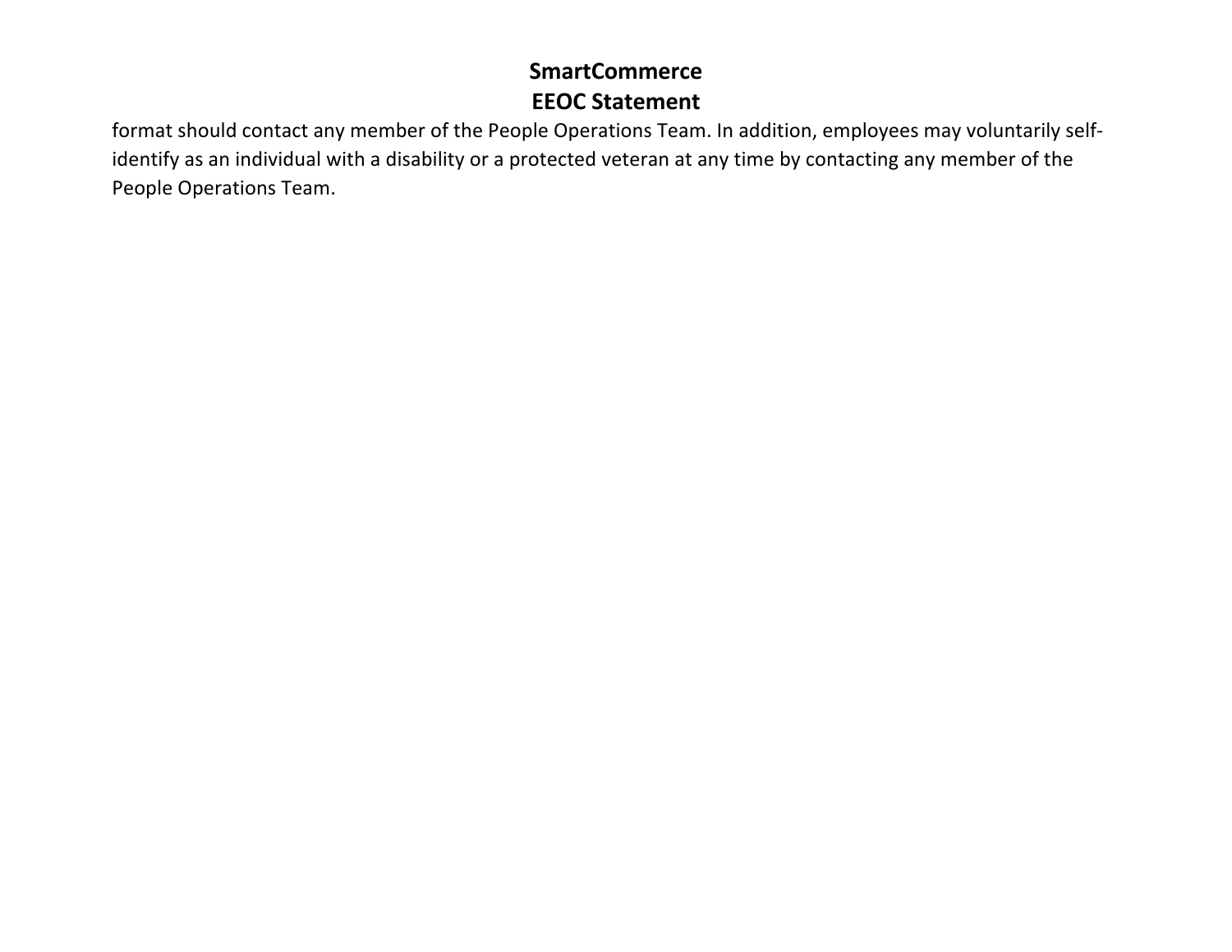format should contact any member of the People Operations Team. In addition, employees may voluntarily self-identify as an individual with a disability or a protected veteran at any time by contacting any member of the People Operations Team.